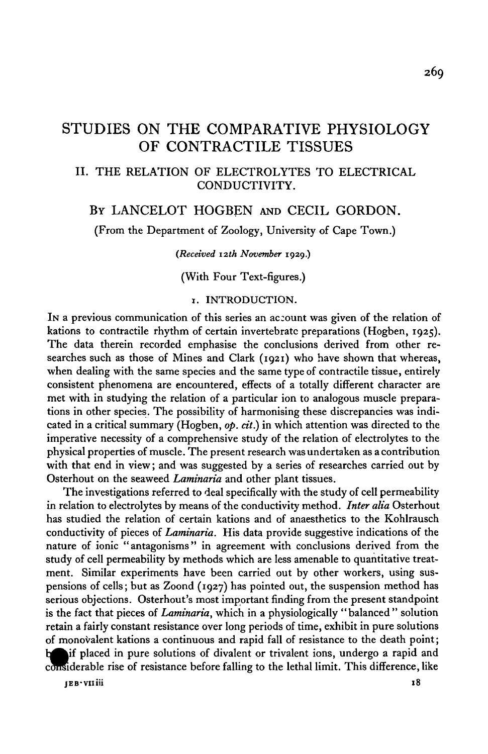# STUDIES ON THE COMPARATIVE PHYSIOLOGY OF CONTRACTILE TISSUES

## II. THE RELATION OF ELECTROLYTES TO ELECTRICAL CONDUCTIVITY.

By LANCELOT HOGBEN and CECIL GORDON.

(From the Department of Zoology, University of Cape Town.)

*(Received 12th November 1929.)*

(With Four Text-figures.)

### 1. INTRODUCTION.

In a previous communication of this series an account was given of the relation of kations to contractile rhythm of certain invertebrate preparations (Hogben, 1925). The data therein recorded emphasise the conclusions derived from other researches such as those of Mines and Clark (1921) who have shown that whereas, when dealing with the same species and the same type of contractile tissue, entirely consistent phenomena are encountered, effects of a totally different character are met with in studying the relation of a particular ion to analogous muscle preparations in other species. The possibility of harmonising these discrepancies was indicated in a critical summary (Hogben, *op. cit.*) in which attention was directed to the imperative necessity of a comprehensive study of the relation of electrolytes to the physical properties of muscle. The present research was undertaken as a contribution with that end in view; and was suggested by a series of researches carried out by Osterhout on the seaweed *Laminaria* and other plant tissues.

The investigations referred to deal specifically with the study of cell permeability in relation to electrolytes by means of the conductivity method. *Inter alia* Osterhout has studied the relation of certain kations and of anaesthetics to the Kohlrausch conductivity of pieces of *Laminaria*. His data provide suggestive indications of the nature of ionic "antagonisms" in agreement with conclusions derived from the study of cell permeability by methods which are less amenable to quantitative treatment. Similar experiments have been carried out by other workers, using suspensions of cells; but as Zoond (1927) has pointed out, the suspension method has serious objections. Osterhout's most important finding from the present standpoint is the fact that pieces of *Laminaria*, which in a physiologically "balanced" solution retain a fairly constant resistance over long periods of time, exhibit in pure solutions of monovalent kations a continuous and rapid fall of resistance to the death point; but if placed in pure solutions of divalent or trivalent ions, undergo a rapid and considerable rise of resistance before falling to the lethal limit. This difference, like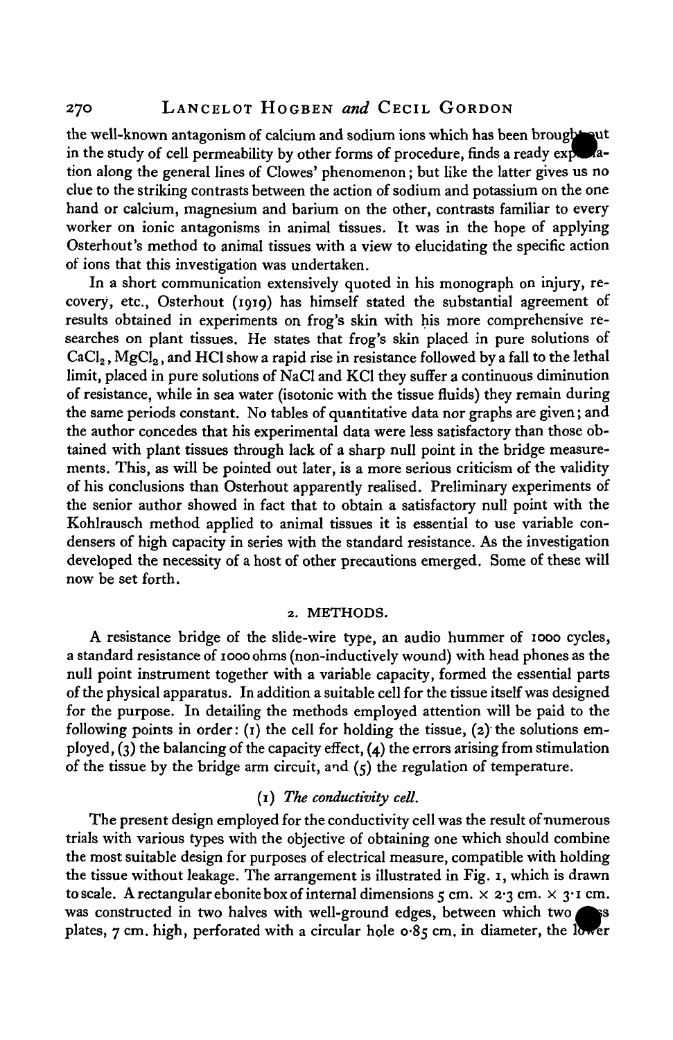the well-known antagonism of calcium and sodium ions which has been brought out in the study of cell permeability by other forms of procedure, finds a ready explanation along the general lines of Clowes' phenomenon; but like the latter gives us no clue to the striking contrasts between the action of sodium and potassium on the one hand or calcium, magnesium and barium on the other, contrasts familiar to every worker on ionic antagonisms in animal tissues. It was in the hope of applying Osterhout's method to animal tissues with a view to elucidating the specific action of ions that this investigation was undertaken.

In a short communication extensively quoted in his monograph on injury, recovery, etc., Osterhout (1919) has himself stated the substantial agreement of results obtained in experiments on frog's skin with his more comprehensive researches on plant tissues. He states that frog's skin placed in pure solutions of $CaCl_2$, $MgCl_2$, and HCl show a rapid rise in resistance followed by a fall to the lethal limit, placed in pure solutions of NaCl and KCl they suffer a continuous diminution of resistance, while in sea water (isotonic with the tissue fluids) they remain during the same periods constant. No tables of quantitative data nor graphs are given; and the author concedes that his experimental data were less satisfactory than those obtained with plant tissues through lack of a sharp null point in the bridge measurements. This, as will be pointed out later, is a more serious criticism of the validity of his conclusions than Osterhout apparently realised. Preliminary experiments of the senior author showed in fact that to obtain a satisfactory null point with the Kohlrausch method applied to animal tissues it is essential to use variable condensers of high capacity in series with the standard resistance. As the investigation developed the necessity of a host of other precautions emerged. Some of these will now be set forth.

## 2. METHODS.

A resistance bridge of the slide-wire type, an audio hummer of 1000 cycles, a standard resistance of 1000 ohms (non-inductively wound) with head phones as the null point instrument together with a variable capacity, formed the essential parts of the physical apparatus. In addition a suitable cell for the tissue itself was designed for the purpose. In detailing the methods employed attention will be paid to the following points in order: (1) the cell for holding the tissue, (2) the solutions employed, (3) the balancing of the capacity effect, (4) the errors arising from stimulation of the tissue by the bridge arm circuit, and (5) the regulation of temperature.

### (1) *The conductivity cell.*

The present design employed for the conductivity cell was the result of numerous trials with various types with the objective of obtaining one which should combine the most suitable design for purposes of electrical measure, compatible with holding the tissue without leakage. The arrangement is illustrated in Fig. 1, which is drawn to scale. A rectangular ebonite box of internal dimensions 5 cm. × 2·3 cm. × 3·1 cm. was constructed in two halves with well-ground edges, between which two glass plates, 7 cm. high, perforated with a circular hole 0·85 cm. in diameter, the lower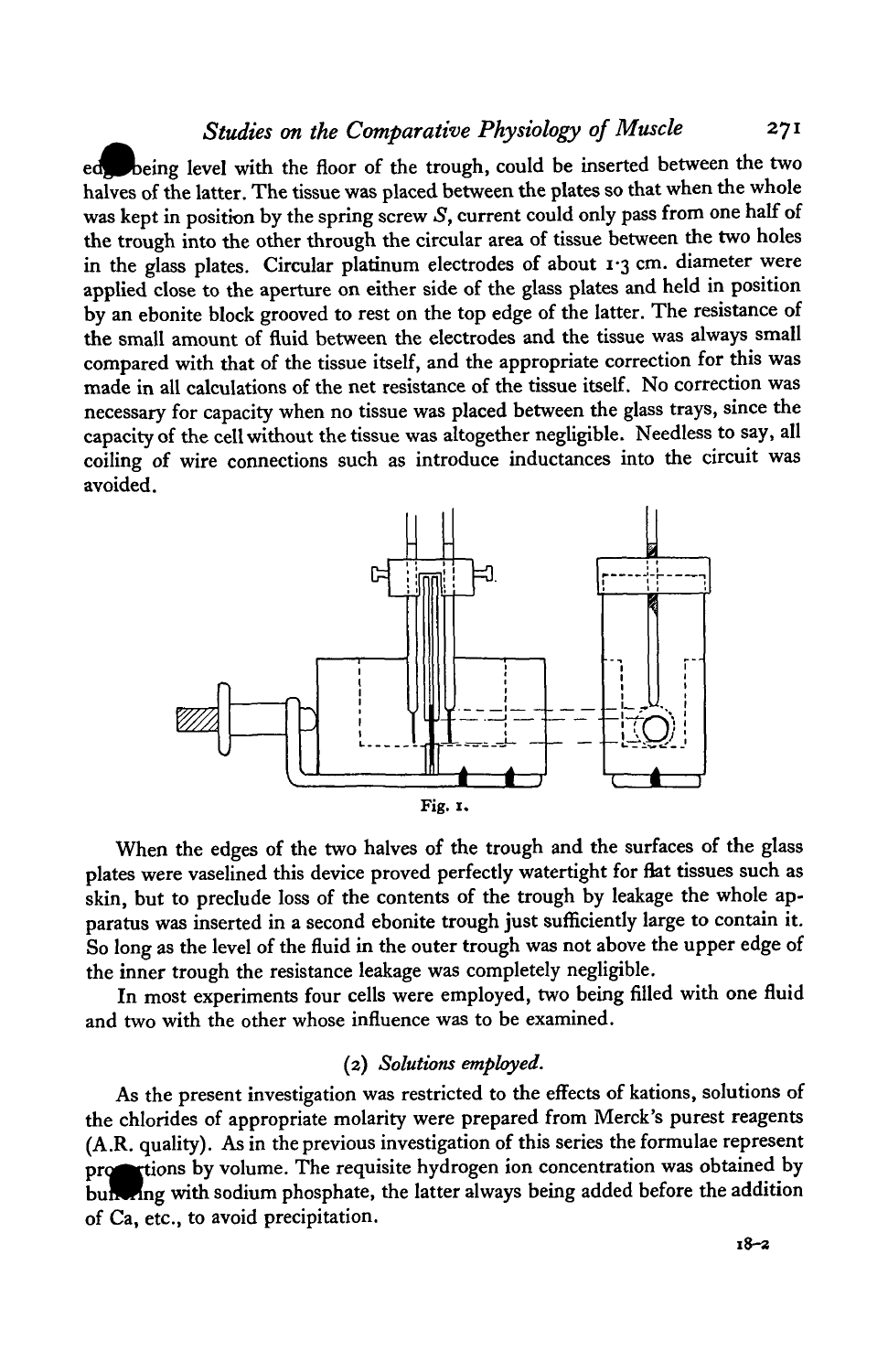edge being level with the floor of the trough, could be inserted between the two halves of the latter. The tissue was placed between the plates so that when the whole was kept in position by the spring screw $S$, current could only pass from one half of the trough into the other through the circular area of tissue between the two holes in the glass plates. Circular platinum electrodes of about 1·3 cm. diameter were applied close to the aperture on either side of the glass plates and held in position by an ebonite block grooved to rest on the top edge of the latter. The resistance of the small amount of fluid between the electrodes and the tissue was always small compared with that of the tissue itself, and the appropriate correction for this was made in all calculations of the net resistance of the tissue itself. No correction was necessary for capacity when no tissue was placed between the glass trays, since the capacity of the cell without the tissue was altogether negligible. Needless to say, all coiling of wire connections such as introduce inductances into the circuit was avoided.

Fig. 1.

When the edges of the two halves of the trough and the surfaces of the glass plates were vaselined this device proved perfectly watertight for flat tissues such as skin, but to preclude loss of the contents of the trough by leakage the whole apparatus was inserted in a second ebonite trough just sufficiently large to contain it. So long as the level of the fluid in the outer trough was not above the upper edge of the inner trough the resistance leakage was completely negligible.

In most experiments four cells were employed, two being filled with one fluid and two with the other whose influence was to be examined.

### (2) *Solutions employed.*

As the present investigation was restricted to the effects of kations, solutions of the chlorides of appropriate molarity were prepared from Merck's purest reagents (A.R. quality). As in the previous investigation of this series the formulae represent proportions by volume. The requisite hydrogen ion concentration was obtained by buffering with sodium phosphate, the latter always being added before the addition of Ca, etc., to avoid precipitation.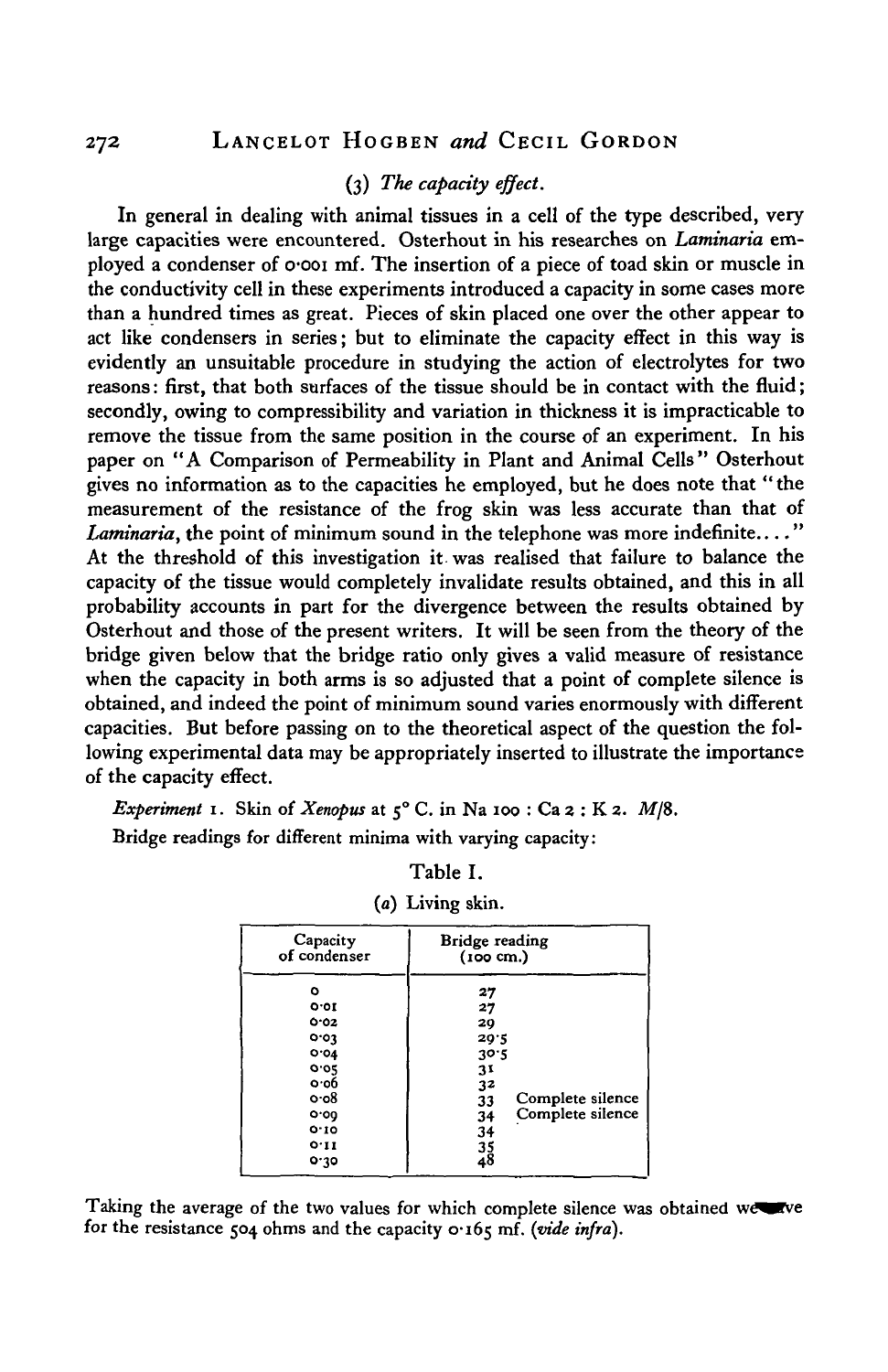### (3) *The capacity effect.*

In general in dealing with animal tissues in a cell of the type described, very large capacities were encountered. Osterhout in his researches on *Laminaria* employed a condenser of 0·001 mf. The insertion of a piece of toad skin or muscle in the conductivity cell in these experiments introduced a capacity in some cases more than a hundred times as great. Pieces of skin placed one over the other appear to act like condensers in series; but to eliminate the capacity effect in this way is evidently an unsuitable procedure in studying the action of electrolytes for two reasons: first, that both surfaces of the tissue should be in contact with the fluid; secondly, owing to compressibility and variation in thickness it is impracticable to remove the tissue from the same position in the course of an experiment. In his paper on "A Comparison of Permeability in Plant and Animal Cells" Osterhout gives no information as to the capacities he employed, but he does note that "the measurement of the resistance of the frog skin was less accurate than that of *Laminaria*, the point of minimum sound in the telephone was more indefinite...." At the threshold of this investigation it was realised that failure to balance the capacity of the tissue would completely invalidate results obtained, and this in all probability accounts in part for the divergence between the results obtained by Osterhout and those of the present writers. It will be seen from the theory of the bridge given below that the bridge ratio only gives a valid measure of resistance when the capacity in both arms is so adjusted that a point of complete silence is obtained, and indeed the point of minimum sound varies enormously with different capacities. But before passing on to the theoretical aspect of the question the following experimental data may be appropriately inserted to illustrate the importance of the capacity effect.

*Experiment* 1. Skin of *Xenopus* at 5° C. in Na 100 : Ca 2 : K 2. *M*/8.

Bridge readings for different minima with varying capacity:

Table I.

(*a*) Living skin.

| Capacity of condenser | Bridge reading (100 cm.) | |
|---|---|---|
| 0 | 27 | |
| 0·01 | 27 | |
| 0·02 | 29 | |
| 0·03 | 29·5 | |
| 0·04 | 30·5 | |
| 0·05 | 31 | |
| 0·06 | 32 | |
| 0·08 | 33 | Complete silence |
| 0·09 | 34 | Complete silence |
| 0·10 | 34 | |
| 0·11 | 35 | |
| 0·30 | 48 | |

Taking the average of the two values for which complete silence was obtained we have for the resistance 504 ohms and the capacity 0·165 mf. (*vide infra*).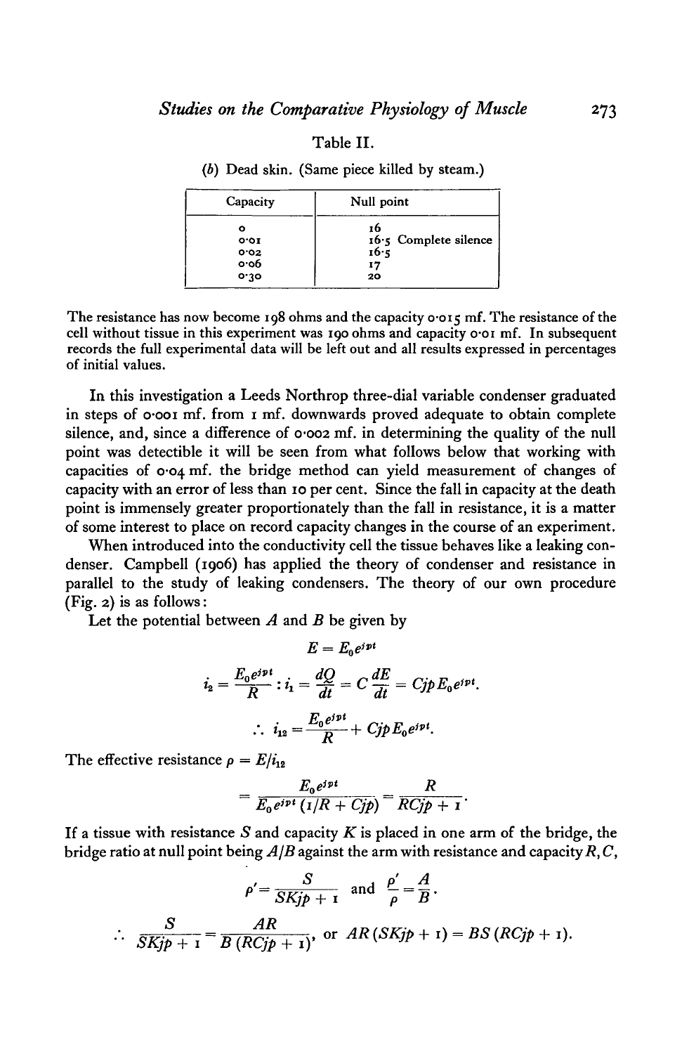Table II.

(*b*) Dead skin. (Same piece killed by steam.)

| Capacity | Null point |
|---|---|
| 0 | 16 |
| 0·01 | 16·5 Complete silence |
| 0·02 | 16·5 |
| 0·06 | 17 |
| 0·30 | 20 |

The resistance has now become 198 ohms and the capacity 0·015 mf. The resistance of the cell without tissue in this experiment was 190 ohms and capacity 0·01 mf. In subsequent records the full experimental data will be left out and all results expressed in percentages of initial values.

In this investigation a Leeds Northrop three-dial variable condenser graduated in steps of 0·001 mf. from 1 mf. downwards proved adequate to obtain complete silence, and, since a difference of 0·002 mf. in determining the quality of the null point was detectible it will be seen from what follows below that working with capacities of 0·04 mf. the bridge method can yield measurement of changes of capacity with an error of less than 10 per cent. Since the fall in capacity at the death point is immensely greater proportionately than the fall in resistance, it is a matter of some interest to place on record capacity changes in the course of an experiment.

When introduced into the conductivity cell the tissue behaves like a leaking condenser. Campbell (1906) has applied the theory of condenser and resistance in parallel to the study of leaking condensers. The theory of our own procedure (Fig. 2) is as follows:

Let the potential between $A$ and $B$ be given by

$$E = E_0 e^{jpt}$$

$$i_2 = \frac{E_0 e^{jpt}}{R} : i_1 = \frac{dQ}{dt} = C\frac{dE}{dt} = CjpE_0 e^{jpt}.$$

$$\therefore\ i_{12} = \frac{E_0 e^{jpt}}{R} + CjpE_0 e^{jpt}.$$

The effective resistance $\rho = E/i_{12}$

$$= \frac{E_0 e^{jpt}}{E_0 e^{jpt}(1/R + Cjp)} = \frac{R}{RCjp + 1}.$$

If a tissue with resistance $S$ and capacity $K$ is placed in one arm of the bridge, the bridge ratio at null point being $A/B$ against the arm with resistance and capacity $R, C$,

$$\rho' = \frac{S}{SKjp + 1} \quad \text{and} \quad \frac{\rho'}{\rho} = \frac{A}{B}.$$

$$\therefore\ \frac{S}{SKjp + 1} = \frac{AR}{B(RCjp + 1)}, \quad \text{or} \quad AR(SKjp + 1) = BS(RCjp + 1).$$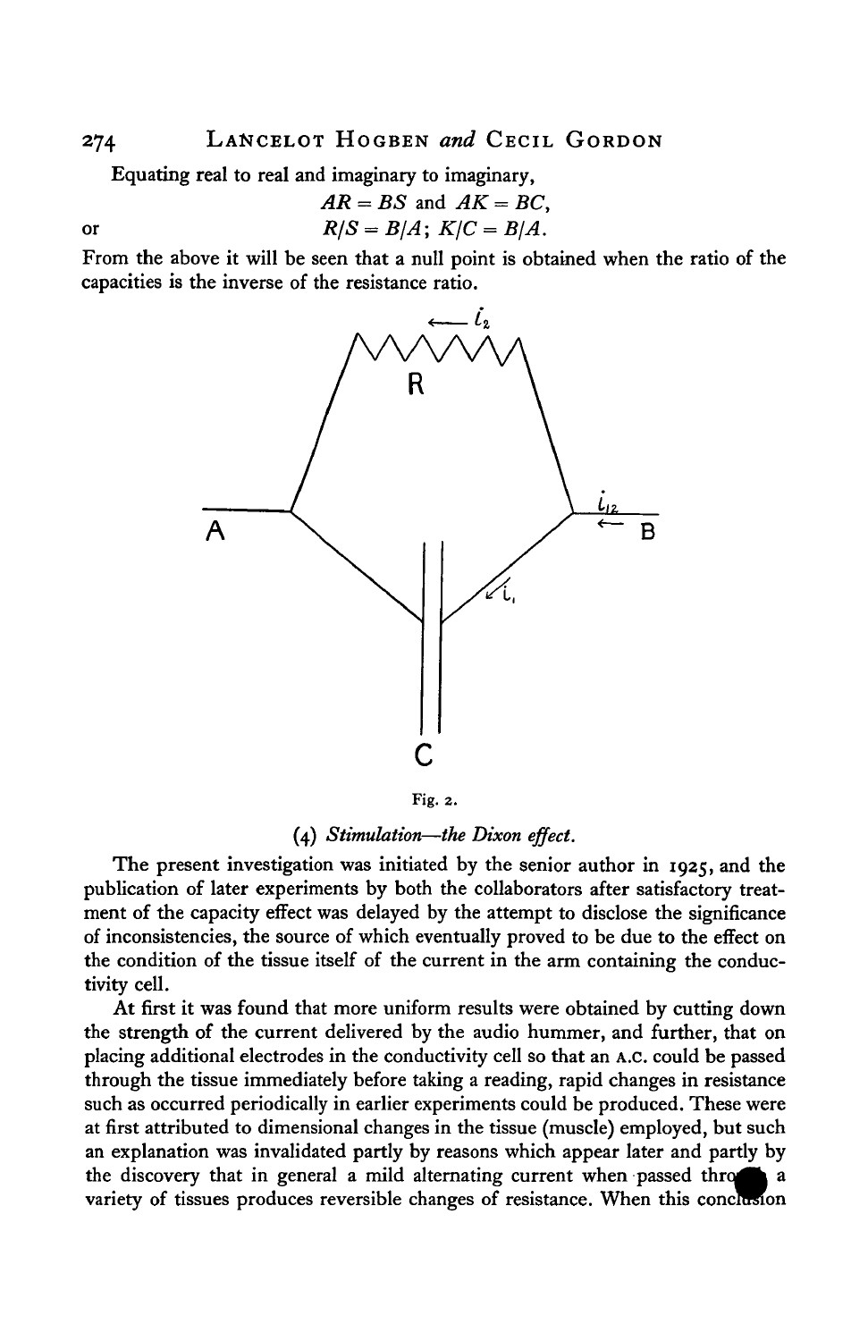Equating real to real and imaginary to imaginary,

$$AR = BS \text{ and } AK = BC,$$

or

$$R/S = B/A; \; K/C = B/A.$$

From the above it will be seen that a null point is obtained when the ratio of the capacities is the inverse of the resistance ratio.

Fig. 2.

### (4) *Stimulation—the Dixon effect.*

The present investigation was initiated by the senior author in 1925, and the publication of later experiments by both the collaborators after satisfactory treatment of the capacity effect was delayed by the attempt to disclose the significance of inconsistencies, the source of which eventually proved to be due to the effect on the condition of the tissue itself of the current in the arm containing the conductivity cell.

At first it was found that more uniform results were obtained by cutting down the strength of the current delivered by the audio hummer, and further, that on placing additional electrodes in the conductivity cell so that an A.C. could be passed through the tissue immediately before taking a reading, rapid changes in resistance such as occurred periodically in earlier experiments could be produced. These were at first attributed to dimensional changes in the tissue (muscle) employed, but such an explanation was invalidated partly by reasons which appear later and partly by the discovery that in general a mild alternating current when passed through a variety of tissues produces reversible changes of resistance. When this conclusion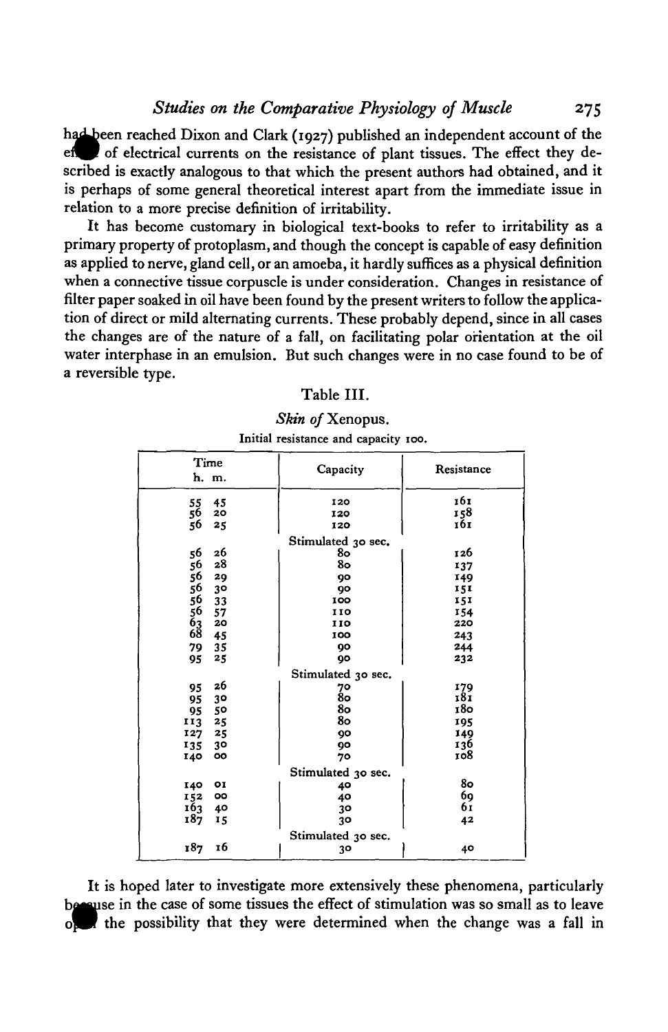had been reached Dixon and Clark (1927) published an independent account of the effect of electrical currents on the resistance of plant tissues. The effect they described is exactly analogous to that which the present authors had obtained, and it is perhaps of some general theoretical interest apart from the immediate issue in relation to a more precise definition of irritability.

It has become customary in biological text-books to refer to irritability as a primary property of protoplasm, and though the concept is capable of easy definition as applied to nerve, gland cell, or an amoeba, it hardly suffices as a physical definition when a connective tissue corpuscle is under consideration. Changes in resistance of filter paper soaked in oil have been found by the present writers to follow the application of direct or mild alternating currents. These probably depend, since in all cases the changes are of the nature of a fall, on facilitating polar orientation at the oil water interphase in an emulsion. But such changes were in no case found to be of a reversible type.

Table III.

*Skin of* Xenopus.

Initial resistance and capacity 100.

| Time h. m. | Capacity | Resistance |
|---|---|---|
| 55 45 | 120 | 161 |
| 56 20 | 120 | 158 |
| 56 25 | 120 | 161 |
| | Stimulated 30 sec. | |
| 56 26 | 80 | 126 |
| 56 28 | 80 | 137 |
| 56 29 | 90 | 149 |
| 56 30 | 90 | 151 |
| 56 33 | 100 | 151 |
| 56 57 | 110 | 154 |
| 63 20 | 110 | 220 |
| 68 45 | 100 | 243 |
| 79 35 | 90 | 244 |
| 95 25 | 90 | 232 |
| | Stimulated 30 sec. | |
| 95 26 | 70 | 179 |
| 95 30 | 80 | 181 |
| 95 50 | 80 | 180 |
| 113 25 | 80 | 195 |
| 127 25 | 90 | 149 |
| 135 30 | 90 | 136 |
| 140 00 | 70 | 108 |
| | Stimulated 30 sec. | |
| 140 01 | 40 | 80 |
| 152 00 | 40 | 69 |
| 163 40 | 30 | 61 |
| 187 15 | 30 | 42 |
| | Stimulated 30 sec. | |
| 187 16 | 30 | 40 |

It is hoped later to investigate more extensively these phenomena, particularly because in the case of some tissues the effect of stimulation was so small as to leave open the possibility that they were determined when the change was a fall in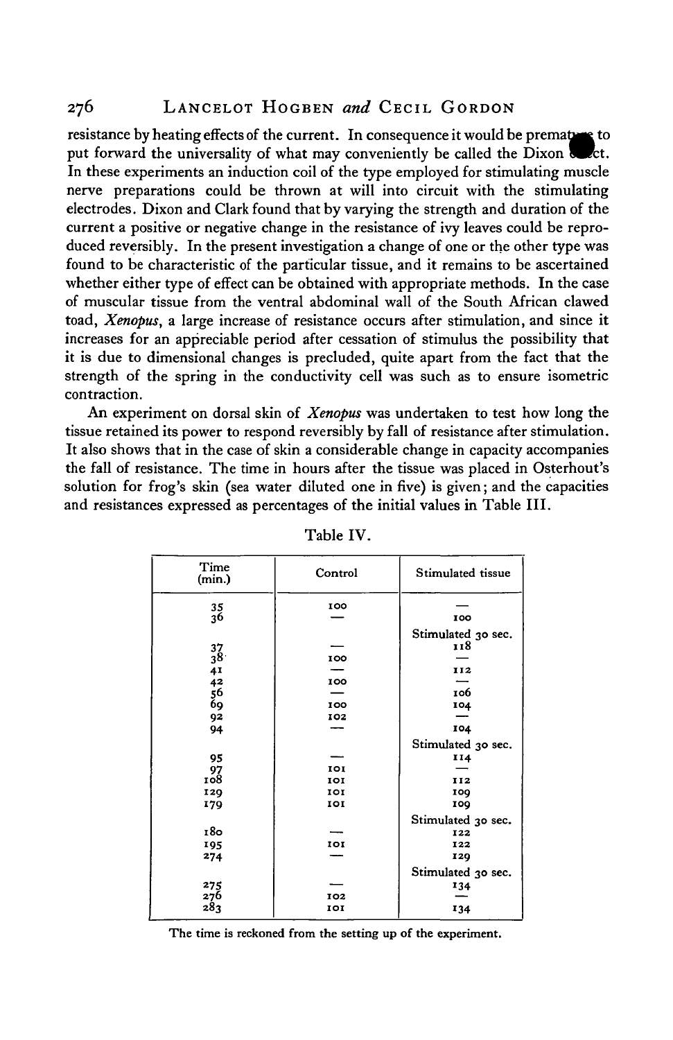resistance by heating effects of the current. In consequence it would be premature to put forward the universality of what may conveniently be called the Dixon effect. In these experiments an induction coil of the type employed for stimulating muscle nerve preparations could be thrown at will into circuit with the stimulating electrodes. Dixon and Clark found that by varying the strength and duration of the current a positive or negative change in the resistance of ivy leaves could be reproduced reversibly. In the present investigation a change of one or the other type was found to be characteristic of the particular tissue, and it remains to be ascertained whether either type of effect can be obtained with appropriate methods. In the case of muscular tissue from the ventral abdominal wall of the South African clawed toad, *Xenopus*, a large increase of resistance occurs after stimulation, and since it increases for an appreciable period after cessation of stimulus the possibility that it is due to dimensional changes is precluded, quite apart from the fact that the strength of the spring in the conductivity cell was such as to ensure isometric contraction.

An experiment on dorsal skin of *Xenopus* was undertaken to test how long the tissue retained its power to respond reversibly by fall of resistance after stimulation. It also shows that in the case of skin a considerable change in capacity accompanies the fall of resistance. The time in hours after the tissue was placed in Osterhout's solution for frog's skin (sea water diluted one in five) is given; and the capacities and resistances expressed as percentages of the initial values in Table III.

Table IV.

| Time (min.) | Control | Stimulated tissue |
|---|---|---|
| 35 | 100 | — |
| 36 | — | 100 |
| | | Stimulated 30 sec. |
| 37 | — | 118 |
| 38 | 100 | — |
| 41 | — | 112 |
| 42 | 100 | — |
| 56 | — | 106 |
| 69 | 100 | 104 |
| 92 | 102 | — |
| 94 | — | 104 |
| | | Stimulated 30 sec. |
| 95 | — | 114 |
| 97 | 101 | — |
| 108 | 101 | 112 |
| 129 | 101 | 109 |
| 179 | 101 | 109 |
| | | Stimulated 30 sec. |
| 180 | — | 122 |
| 195 | 101 | 122 |
| 274 | — | 129 |
| | | Stimulated 30 sec. |
| 275 | — | 134 |
| 276 | 102 | — |
| 283 | 101 | 134 |

The time is reckoned from the setting up of the experiment.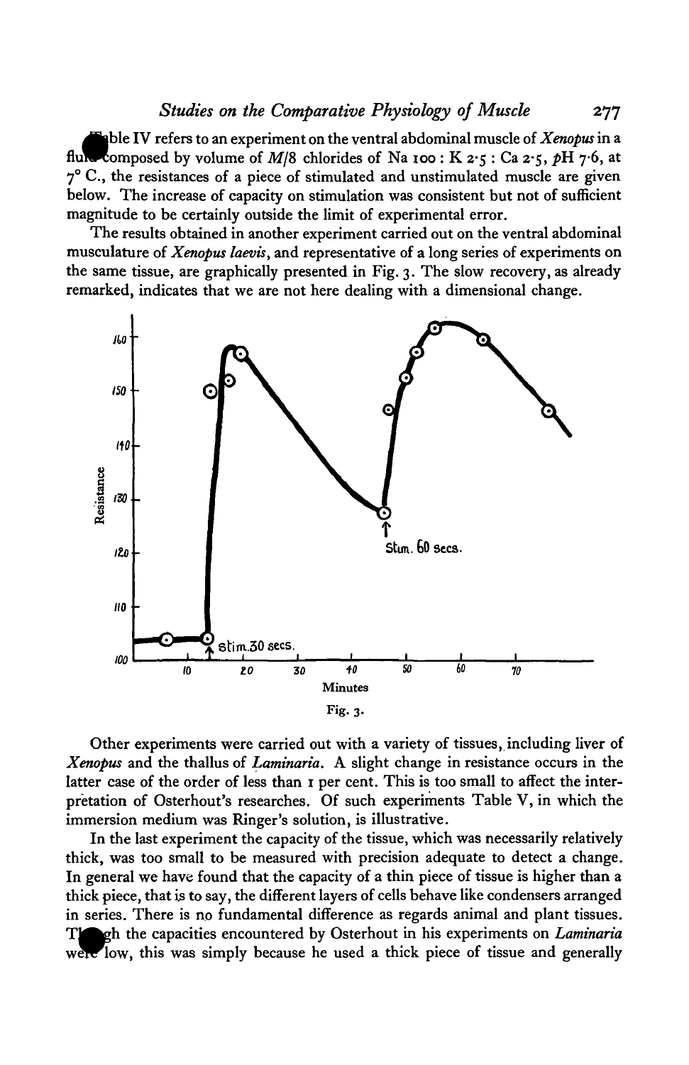Table IV refers to an experiment on the ventral abdominal muscle of *Xenopus* in a fluid composed by volume of $M/8$ chlorides of Na 100 : K 2·5 : Ca 2·5, $pH$ 7·6, at 7° C., the resistances of a piece of stimulated and unstimulated muscle are given below. The increase of capacity on stimulation was consistent but not of sufficient magnitude to be certainly outside the limit of experimental error.

The results obtained in another experiment carried out on the ventral abdominal musculature of *Xenopus laevis*, and representative of a long series of experiments on the same tissue, are graphically presented in Fig. 3. The slow recovery, as already remarked, indicates that we are not here dealing with a dimensional change.

Fig. 3.

Other experiments were carried out with a variety of tissues, including liver of *Xenopus* and the thallus of *Laminaria*. A slight change in resistance occurs in the latter case of the order of less than 1 per cent. This is too small to affect the interpretation of Osterhout's researches. Of such experiments Table V, in which the immersion medium was Ringer's solution, is illustrative.

In the last experiment the capacity of the tissue, which was necessarily relatively thick, was too small to be measured with precision adequate to detect a change. In general we have found that the capacity of a thin piece of tissue is higher than a thick piece, that is to say, the different layers of cells behave like condensers arranged in series. There is no fundamental difference as regards animal and plant tissues. Though the capacities encountered by Osterhout in his experiments on *Laminaria* were low, this was simply because he used a thick piece of tissue and generally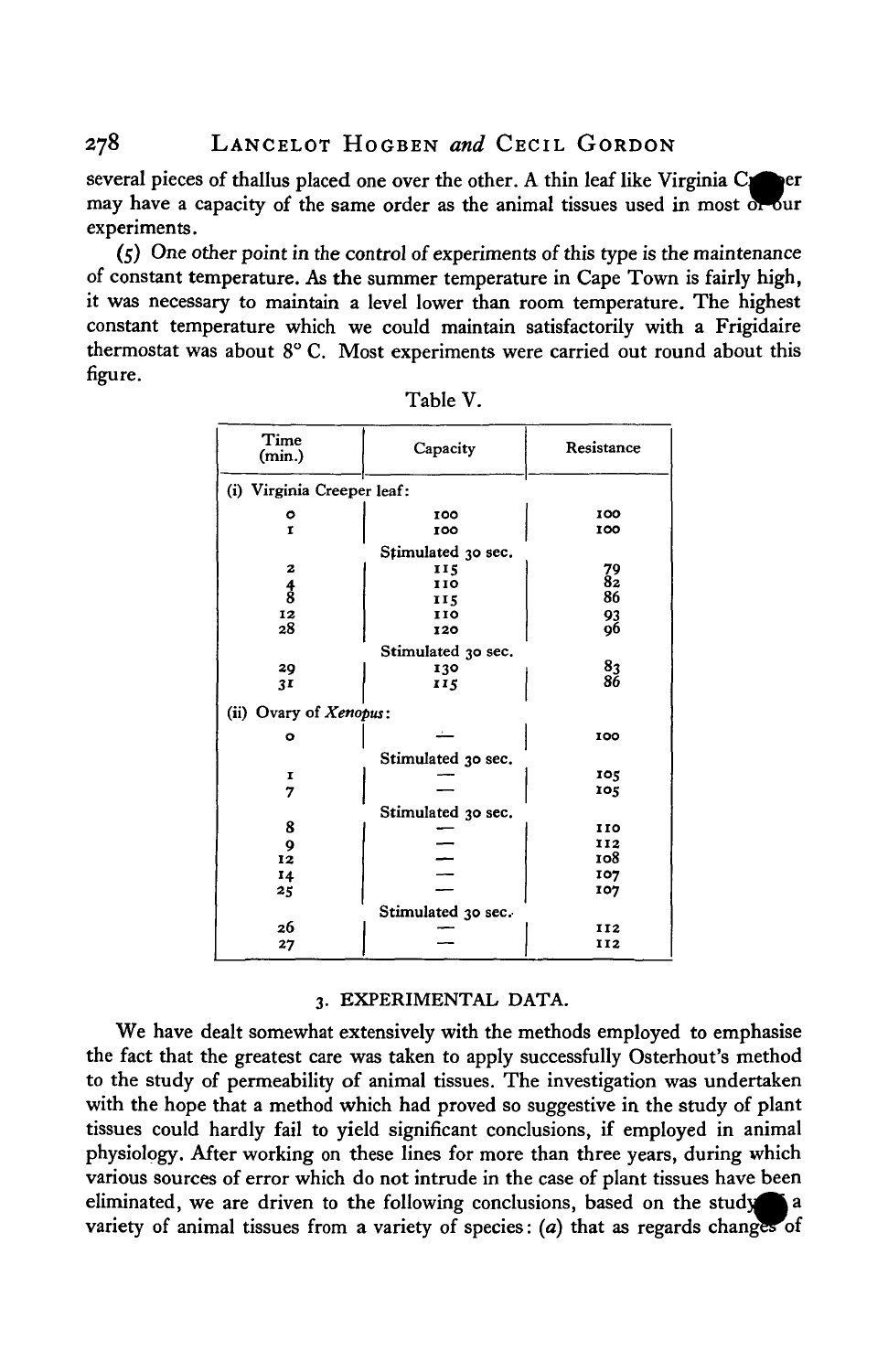several pieces of thallus placed one over the other. A thin leaf like Virginia Creeper may have a capacity of the same order as the animal tissues used in most of our experiments.

(5) One other point in the control of experiments of this type is the maintenance of constant temperature. As the summer temperature in Cape Town is fairly high, it was necessary to maintain a level lower than room temperature. The highest constant temperature which we could maintain satisfactorily with a Frigidaire thermostat was about 8° C. Most experiments were carried out round about this figure.

Table V.

| Time (min.) | Capacity | Resistance |
|---|---|---|
| (i) Virginia Creeper leaf: | | |
| 0 | 100 | 100 |
| 1 | 100 | 100 |
| | Stimulated 30 sec. | |
| 2 | 115 | 79 |
| 4 | 110 | 82 |
| 8 | 115 | 86 |
| 12 | 110 | 93 |
| 28 | 120 | 96 |
| | Stimulated 30 sec. | |
| 29 | 130 | 83 |
| 31 | 115 | 86 |
| (ii) Ovary of *Xenopus*: | | |
| 0 | — | 100 |
| | Stimulated 30 sec. | |
| 1 | — | 105 |
| 7 | — | 105 |
| | Stimulated 30 sec. | |
| 8 | — | 110 |
| 9 | — | 112 |
| 12 | — | 108 |
| 14 | — | 107 |
| 25 | — | 107 |
| | Stimulated 30 sec. | |
| 26 | — | 112 |
| 27 | — | 112 |

## 3. EXPERIMENTAL DATA.

We have dealt somewhat extensively with the methods employed to emphasise the fact that the greatest care was taken to apply successfully Osterhout's method to the study of permeability of animal tissues. The investigation was undertaken with the hope that a method which had proved so suggestive in the study of plant tissues could hardly fail to yield significant conclusions, if employed in animal physiology. After working on these lines for more than three years, during which various sources of error which do not intrude in the case of plant tissues have been eliminated, we are driven to the following conclusions, based on the study of a variety of animal tissues from a variety of species: (*a*) that as regards changes of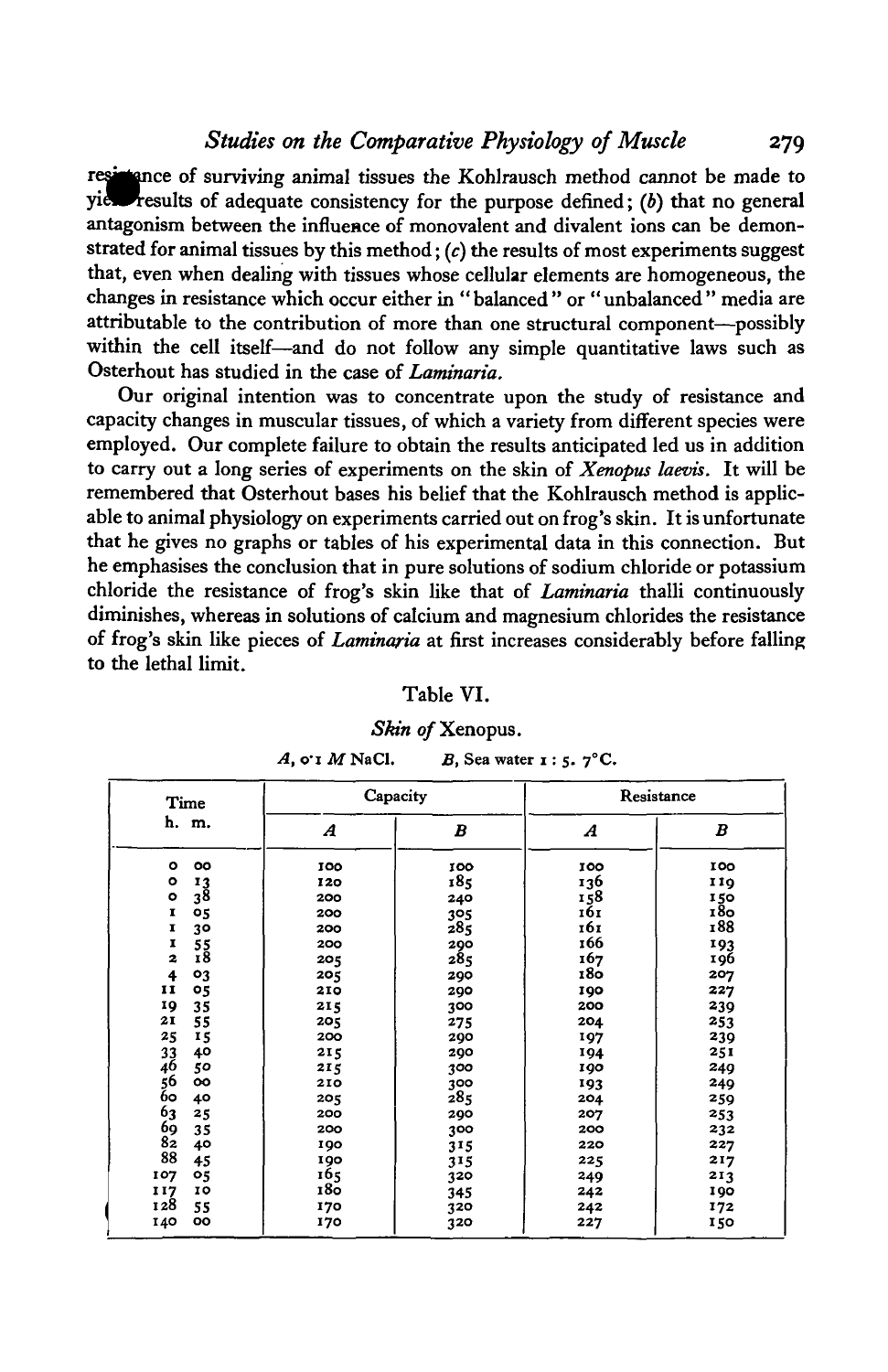resistance of surviving animal tissues the Kohlrausch method cannot be made to yield results of adequate consistency for the purpose defined; (*b*) that no general antagonism between the influence of monovalent and divalent ions can be demonstrated for animal tissues by this method; (*c*) the results of most experiments suggest that, even when dealing with tissues whose cellular elements are homogeneous, the changes in resistance which occur either in "balanced" or "unbalanced" media are attributable to the contribution of more than one structural component—possibly within the cell itself—and do not follow any simple quantitative laws such as Osterhout has studied in the case of *Laminaria*.

Our original intention was to concentrate upon the study of resistance and capacity changes in muscular tissues, of which a variety from different species were employed. Our complete failure to obtain the results anticipated led us in addition to carry out a long series of experiments on the skin of *Xenopus laevis*. It will be remembered that Osterhout bases his belief that the Kohlrausch method is applicable to animal physiology on experiments carried out on frog's skin. It is unfortunate that he gives no graphs or tables of his experimental data in this connection. But he emphasises the conclusion that in pure solutions of sodium chloride or potassium chloride the resistance of frog's skin like that of *Laminaria* thalli continuously diminishes, whereas in solutions of calcium and magnesium chlorides the resistance of frog's skin like pieces of *Laminaria* at first increases considerably before falling to the lethal limit.

Table VI.

*Skin of* Xenopus.

*A*, 0·1 *M* NaCl. *B*, Sea water 1 : 5. 7° C.

| Time h. m. | Capacity | | Resistance | |
|---|---|---|---|---|
| | *A* | *B* | *A* | *B* |
| 0 00 | 100 | 100 | 100 | 100 |
| 0 13 | 120 | 185 | 136 | 119 |
| 0 38 | 200 | 240 | 158 | 150 |
| 1 05 | 200 | 305 | 161 | 180 |
| 1 30 | 200 | 285 | 161 | 188 |
| 1 55 | 200 | 290 | 166 | 193 |
| 2 18 | 205 | 285 | 167 | 196 |
| 4 03 | 205 | 290 | 180 | 207 |
| 11 05 | 210 | 290 | 190 | 227 |
| 19 35 | 215 | 300 | 200 | 239 |
| 21 55 | 205 | 275 | 204 | 253 |
| 25 15 | 200 | 290 | 197 | 239 |
| 33 40 | 215 | 290 | 194 | 251 |
| 46 50 | 215 | 300 | 190 | 249 |
| 56 00 | 210 | 300 | 193 | 249 |
| 60 40 | 205 | 285 | 204 | 259 |
| 63 25 | 200 | 290 | 207 | 253 |
| 69 35 | 200 | 300 | 200 | 232 |
| 82 40 | 190 | 315 | 220 | 227 |
| 88 45 | 190 | 315 | 225 | 217 |
| 107 05 | 165 | 320 | 249 | 213 |
| 117 10 | 180 | 345 | 242 | 190 |
| 128 55 | 170 | 320 | 242 | 172 |
| 140 00 | 170 | 320 | 227 | 150 |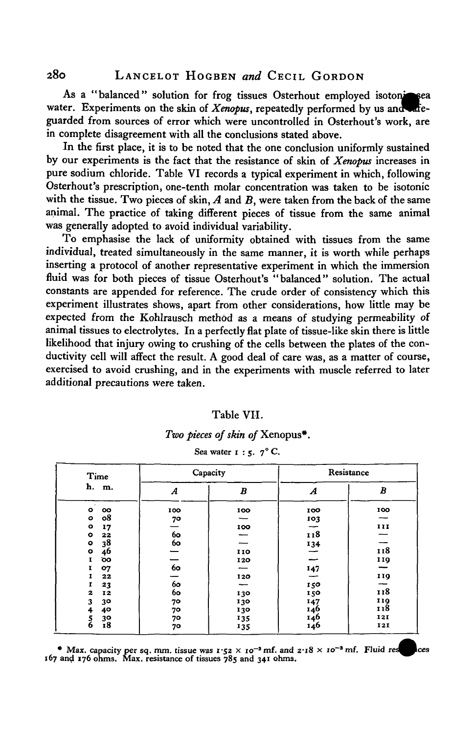As a "balanced" solution for frog tissues Osterhout employed isotonic sea water. Experiments on the skin of *Xenopus*, repeatedly performed by us and safeguarded from sources of error which were uncontrolled in Osterhout's work, are in complete disagreement with all the conclusions stated above.

In the first place, it is to be noted that the one conclusion uniformly sustained by our experiments is the fact that the resistance of skin of *Xenopus* increases in pure sodium chloride. Table VI records a typical experiment in which, following Osterhout's prescription, one-tenth molar concentration was taken to be isotonic with the tissue. Two pieces of skin, *A* and *B*, were taken from the back of the same animal. The practice of taking different pieces of tissue from the same animal was generally adopted to avoid individual variability.

To emphasise the lack of uniformity obtained with tissues from the same individual, treated simultaneously in the same manner, it is worth while perhaps inserting a protocol of another representative experiment in which the immersion fluid was for both pieces of tissue Osterhout's "balanced" solution. The actual constants are appended for reference. The crude order of consistency which this experiment illustrates shows, apart from other considerations, how little may be expected from the Kohlrausch method as a means of studying permeability of animal tissues to electrolytes. In a perfectly flat plate of tissue-like skin there is little likelihood that injury owing to crushing of the cells between the plates of the conductivity cell will affect the result. A good deal of care was, as a matter of course, exercised to avoid crushing, and in the experiments with muscle referred to later additional precautions were taken.

Table VII.

*Two pieces of skin of* Xenopus*.

Sea water 1 : 5. 7° C.

| Time h. m. | Capacity | | Resistance | |
|---|---|---|---|---|
| | *A* | *B* | *A* | *B* |
| 0 00 | 100 | 100 | 100 | 100 |
| 0 08 | 70 | — | 103 | — |
| 0 17 | — | 100 | — | 111 |
| 0 22 | 60 | — | 118 | — |
| 0 38 | 60 | — | 134 | — |
| 0 46 | — | 110 | — | 118 |
| 1 00 | — | 120 | — | 119 |
| 1 07 | 60 | — | 147 | — |
| 1 22 | — | 120 | — | 119 |
| 1 23 | 60 | — | 150 | — |
| 2 12 | 60 | 130 | 150 | 118 |
| 3 30 | 70 | 130 | 147 | 119 |
| 4 40 | 70 | 130 | 146 | 118 |
| 5 30 | 70 | 135 | 146 | 121 |
| 6 18 | 70 | 135 | 146 | 121 |

\* Max. capacity per sq. mm. tissue was $1 \cdot 52 \times 10^{-3}$ mf. and $2 \cdot 18 \times 10^{-3}$ mf. Fluid resistances 167 and 176 ohms. Max. resistance of tissues 785 and 341 ohms.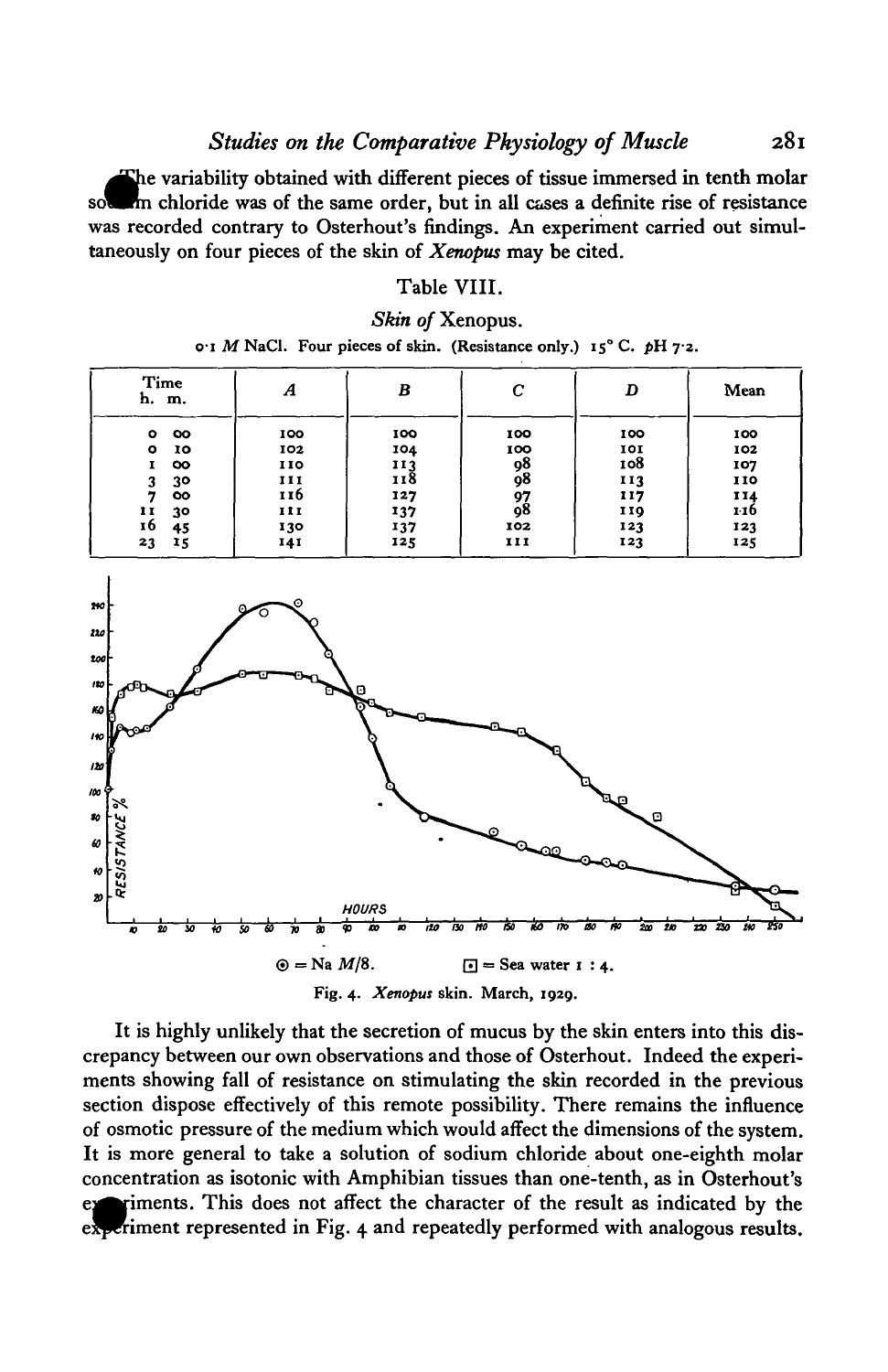The variability obtained with different pieces of tissue immersed in tenth molar sodium chloride was of the same order, but in all cases a definite rise of resistance was recorded contrary to Osterhout's findings. An experiment carried out simultaneously on four pieces of the skin of *Xenopus* may be cited.

Table VIII.

*Skin of* Xenopus.

0·1 *M* NaCl. Four pieces of skin. (Resistance only.) 15° C. *p*H 7·2.

| Time h. m. | *A* | *B* | *C* | *D* | Mean |
|---|---|---|---|---|---|
| 0 00 | 100 | 100 | 100 | 100 | 100 |
| 0 10 | 102 | 104 | 100 | 101 | 102 |
| 1 00 | 110 | 113 | 98 | 108 | 107 |
| 3 30 | 111 | 118 | 98 | 113 | 110 |
| 7 00 | 116 | 127 | 97 | 117 | 114 |
| 11 30 | 111 | 137 | 98 | 119 | 116 |
| 16 45 | 130 | 137 | 102 | 123 | 123 |
| 23 15 | 141 | 125 | 111 | 123 | 125 |

⊙ = Na *M*/8. ⊡ = Sea water 1 : 4.

Fig. 4. *Xenopus* skin. March, 1929.

It is highly unlikely that the secretion of mucus by the skin enters into this discrepancy between our own observations and those of Osterhout. Indeed the experiments showing fall of resistance on stimulating the skin recorded in the previous section dispose effectively of this remote possibility. There remains the influence of osmotic pressure of the medium which would affect the dimensions of the system. It is more general to take a solution of sodium chloride about one-eighth molar concentration as isotonic with Amphibian tissues than one-tenth, as in Osterhout's experiments. This does not affect the character of the result as indicated by the experiment represented in Fig. 4 and repeatedly performed with analogous results.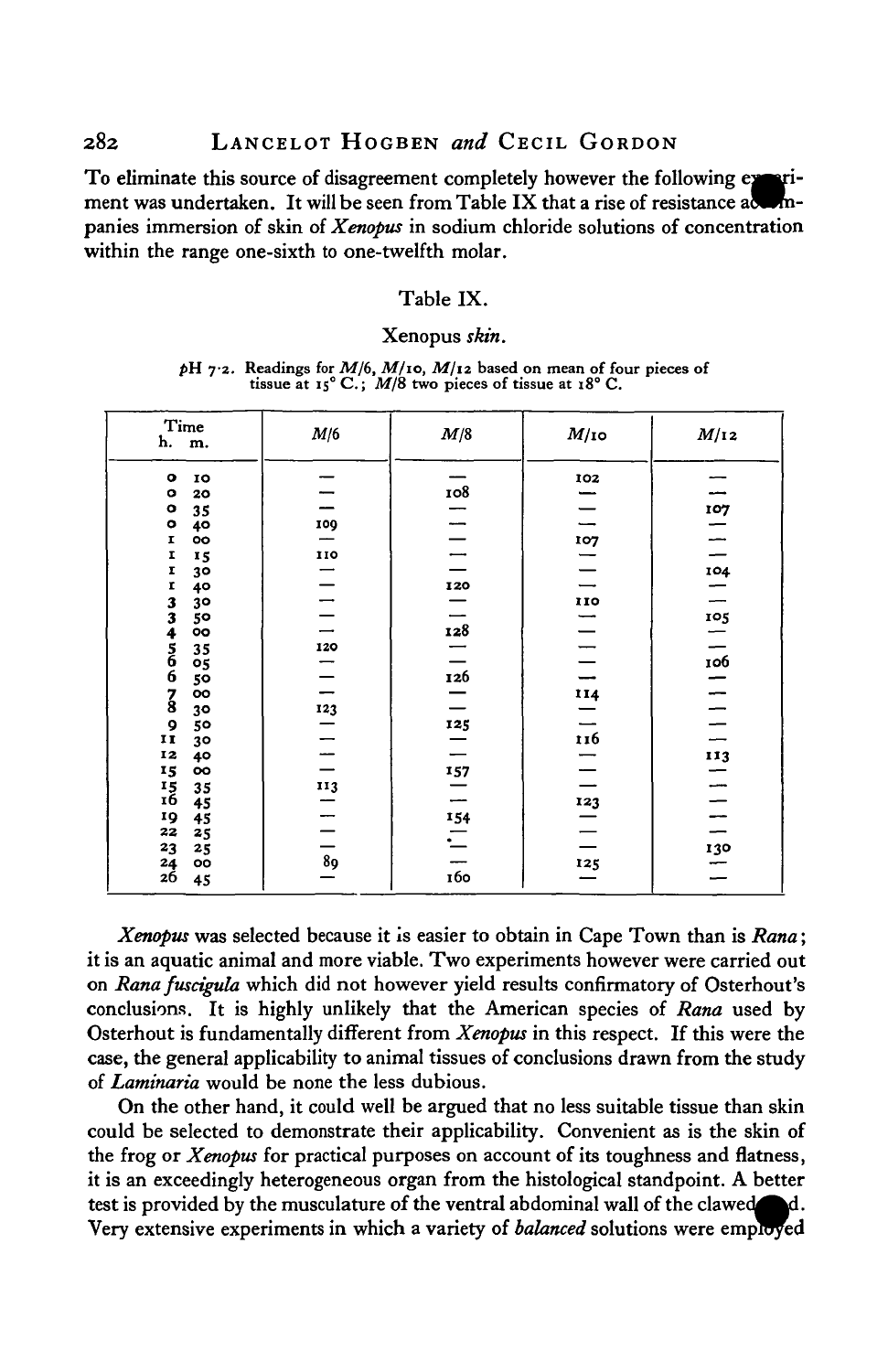To eliminate this source of disagreement completely however the following experiment was undertaken. It will be seen from Table IX that a rise of resistance accompanies immersion of skin of *Xenopus* in sodium chloride solutions of concentration within the range one-sixth to one-twelfth molar.

Table IX.

*Xenopus skin.*

$pH$ 7·2. Readings for $M/6$, $M/10$, $M/12$ based on mean of four pieces of tissue at 15° C.; $M/8$ two pieces of tissue at 18° C.

| Time h. m. | $M/6$ | $M/8$ | $M/10$ | $M/12$ |
|---|---|---|---|---|
| 0 10 | — | — | 102 | — |
| 0 20 | — | 108 | — | — |
| 0 35 | — | — | — | 107 |
| 0 40 | 109 | — | — | — |
| 1 00 | — | — | 107 | — |
| 1 15 | 110 | — | — | — |
| 1 30 | — | — | — | 104 |
| 1 40 | — | 120 | — | — |
| 3 30 | — | — | 110 | — |
| 3 50 | — | — | — | 105 |
| 4 00 | — | 128 | — | — |
| 5 35 | 120 | — | — | — |
| 6 05 | — | — | — | 106 |
| 6 50 | — | 126 | — | — |
| 7 00 | — | — | 114 | — |
| 8 30 | 123 | — | — | — |
| 9 50 | — | 125 | — | — |
| 11 30 | — | — | 116 | — |
| 12 40 | — | — | — | 113 |
| 15 00 | — | 157 | — | — |
| 15 35 | 113 | — | — | — |
| 16 45 | — | — | 123 | — |
| 19 45 | — | 154 | — | — |
| 22 25 | — | — | — | — |
| 23 25 | — | — | — | 130 |
| 24 00 | 89 | — | 125 | — |
| 26 45 | — | 160 | — | — |

*Xenopus* was selected because it is easier to obtain in Cape Town than is *Rana*; it is an aquatic animal and more viable. Two experiments however were carried out on *Rana fuscigula* which did not however yield results confirmatory of Osterhout's conclusions. It is highly unlikely that the American species of *Rana* used by Osterhout is fundamentally different from *Xenopus* in this respect. If this were the case, the general applicability to animal tissues of conclusions drawn from the study of *Laminaria* would be none the less dubious.

On the other hand, it could well be argued that no less suitable tissue than skin could be selected to demonstrate their applicability. Convenient as is the skin of the frog or *Xenopus* for practical purposes on account of its toughness and flatness, it is an exceedingly heterogeneous organ from the histological standpoint. A better test is provided by the musculature of the ventral abdominal wall of the clawed toad. Very extensive experiments in which a variety of *balanced* solutions were employed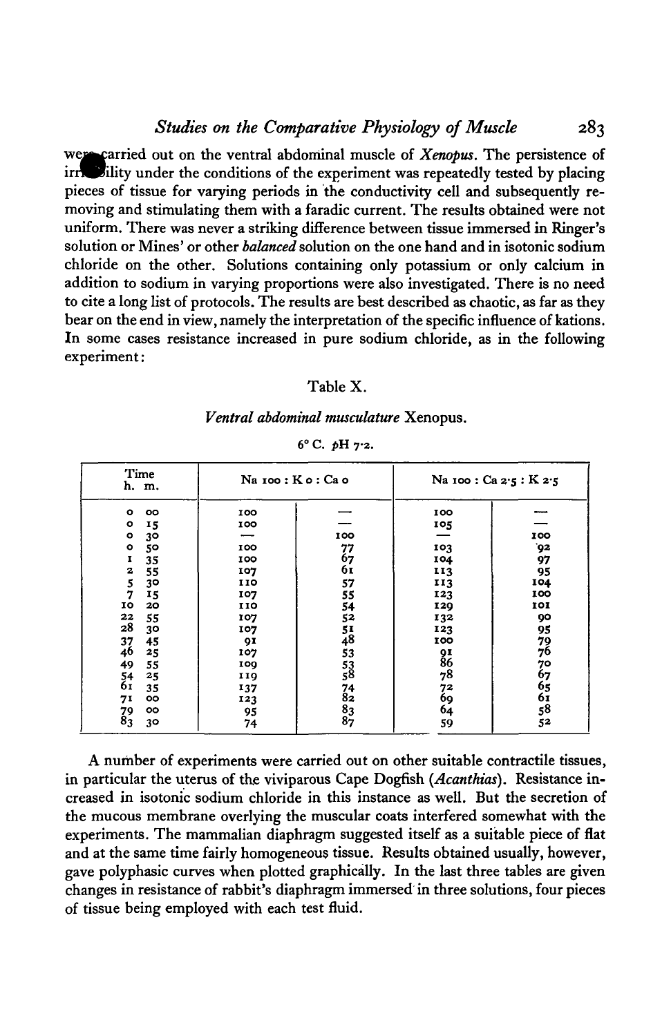were carried out on the ventral abdominal muscle of *Xenopus*. The persistence of irritability under the conditions of the experiment was repeatedly tested by placing pieces of tissue for varying periods in the conductivity cell and subsequently removing and stimulating them with a faradic current. The results obtained were not uniform. There was never a striking difference between tissue immersed in Ringer's solution or Mines' or other *balanced* solution on the one hand and in isotonic sodium chloride on the other. Solutions containing only potassium or only calcium in addition to sodium in varying proportions were also investigated. There is no need to cite a long list of protocols. The results are best described as chaotic, as far as they bear on the end in view, namely the interpretation of the specific influence of kations. In some cases resistance increased in pure sodium chloride, as in the following experiment:

Table X.

*Ventral abdominal musculature* Xenopus.

6° C. $pH$ 7·2.

| Time h. m. | Na 100 : K 0 : Ca 0 | | Na 100 : Ca 2·5 : K 2·5 | |
|---|---|---|---|---|
| 0 00 | 100 | — | 100 | — |
| 0 15 | 100 | — | 105 | — |
| 0 30 | — | 100 | — | 100 |
| 0 50 | 100 | 77 | 103 | 92 |
| 1 35 | 100 | 67 | 104 | 97 |
| 2 55 | 107 | 61 | 113 | 95 |
| 5 30 | 110 | 57 | 113 | 104 |
| 7 15 | 107 | 55 | 123 | 100 |
| 10 20 | 110 | 54 | 129 | 101 |
| 22 55 | 107 | 52 | 132 | 90 |
| 28 30 | 107 | 51 | 123 | 95 |
| 37 45 | 91 | 48 | 100 | 79 |
| 46 25 | 107 | 53 | 91 | 76 |
| 49 55 | 109 | 53 | 86 | 70 |
| 54 25 | 119 | 58 | 78 | 67 |
| 61 35 | 137 | 74 | 72 | 65 |
| 71 00 | 123 | 82 | 69 | 61 |
| 79 00 | 95 | 83 | 64 | 58 |
| 83 30 | 74 | 87 | 59 | 52 |

A number of experiments were carried out on other suitable contractile tissues, in particular the uterus of the viviparous Cape Dogfish (*Acanthias*). Resistance increased in isotonic sodium chloride in this instance as well. But the secretion of the mucous membrane overlying the muscular coats interfered somewhat with the experiments. The mammalian diaphragm suggested itself as a suitable piece of flat and at the same time fairly homogeneous tissue. Results obtained usually, however, gave polyphasic curves when plotted graphically. In the last three tables are given changes in resistance of rabbit's diaphragm immersed in three solutions, four pieces of tissue being employed with each test fluid.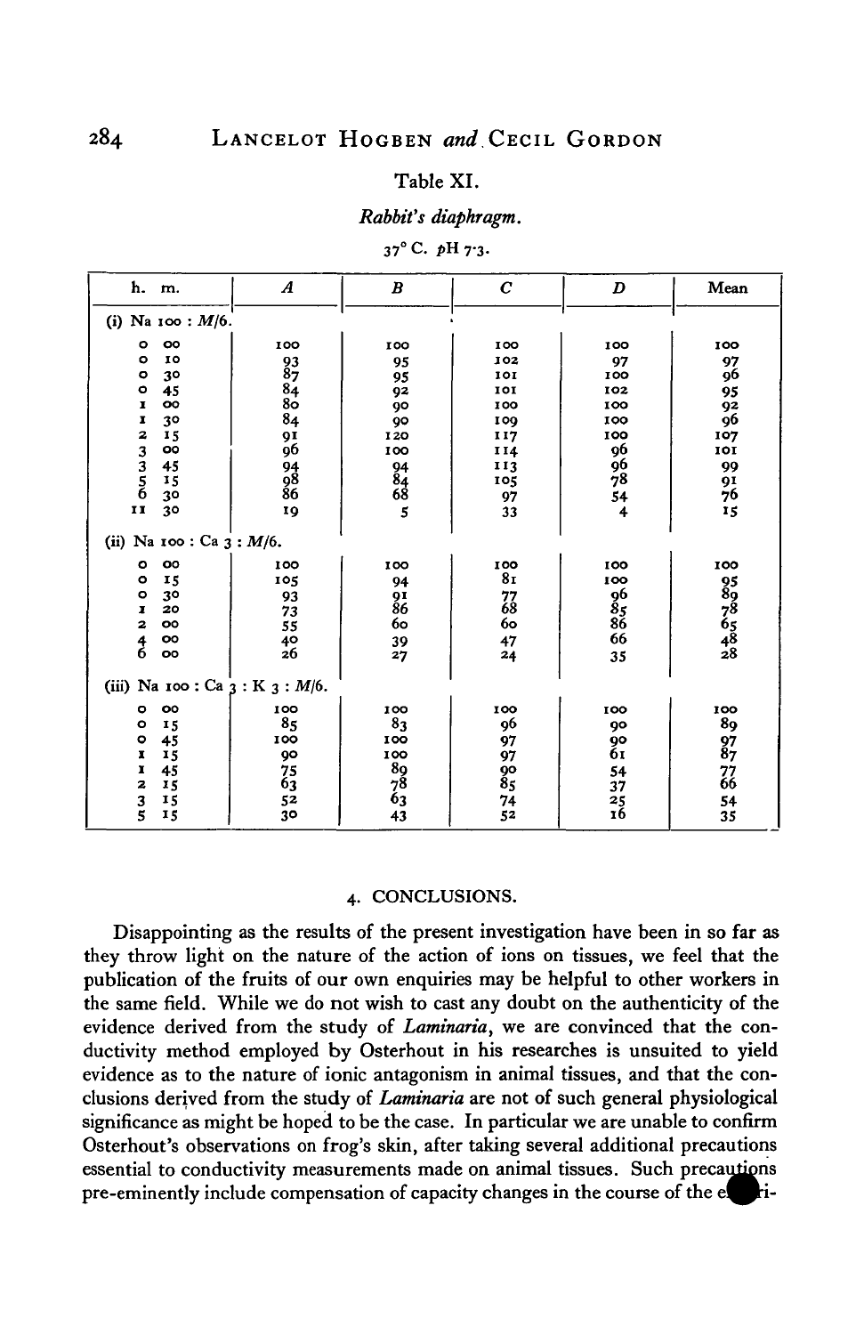Table XI.

*Rabbit's diaphragm.*

37° C. *p*H 7·3.

| h. m. | *A* | *B* | *C* | *D* | Mean |
|---|---|---|---|---|---|
| (i) Na 100 : *M*/6. | | | | | |
| 0 00 | 100 | 100 | 100 | 100 | 100 |
| 0 10 | 93 | 95 | 102 | 97 | 97 |
| 0 30 | 87 | 95 | 101 | 100 | 96 |
| 0 45 | 84 | 92 | 101 | 102 | 95 |
| 1 00 | 80 | 90 | 100 | 100 | 92 |
| 1 30 | 84 | 90 | 109 | 100 | 96 |
| 2 15 | 91 | 120 | 117 | 100 | 107 |
| 3 00 | 96 | 100 | 114 | 96 | 101 |
| 3 45 | 94 | 94 | 113 | 96 | 99 |
| 5 15 | 98 | 84 | 105 | 78 | 91 |
| 6 30 | 86 | 68 | 97 | 54 | 76 |
| 11 30 | 19 | 5 | 33 | 4 | 15 |
| (ii) Na 100 : Ca 3 : *M*/6. | | | | | |
| 0 00 | 100 | 100 | 100 | 100 | 100 |
| 0 15 | 105 | 94 | 81 | 100 | 95 |
| 0 30 | 93 | 91 | 77 | 96 | 89 |
| 1 20 | 73 | 86 | 68 | 85 | 78 |
| 2 00 | 55 | 60 | 60 | 86 | 65 |
| 4 00 | 40 | 39 | 47 | 66 | 48 |
| 6 00 | 26 | 27 | 24 | 35 | 28 |
| (iii) Na 100 : Ca 3 : K 3 : *M*/6. | | | | | |
| 0 00 | 100 | 100 | 100 | 100 | 100 |
| 0 15 | 85 | 83 | 96 | 90 | 89 |
| 0 45 | 100 | 100 | 97 | 90 | 97 |
| 1 15 | 90 | 100 | 97 | 61 | 87 |
| 1 45 | 75 | 89 | 90 | 54 | 77 |
| 2 15 | 63 | 78 | 85 | 37 | 66 |
| 3 15 | 52 | 63 | 74 | 25 | 54 |
| 5 15 | 30 | 43 | 52 | 16 | 35 |

## 4. CONCLUSIONS.

Disappointing as the results of the present investigation have been in so far as they throw light on the nature of the action of ions on tissues, we feel that the publication of the fruits of our own enquiries may be helpful to other workers in the same field. While we do not wish to cast any doubt on the authenticity of the evidence derived from the study of *Laminaria*, we are convinced that the conductivity method employed by Osterhout in his researches is unsuited to yield evidence as to the nature of ionic antagonism in animal tissues, and that the conclusions derived from the study of *Laminaria* are not of such general physiological significance as might be hoped to be the case. In particular we are unable to confirm Osterhout's observations on frog's skin, after taking several additional precautions essential to conductivity measurements made on animal tissues. Such precautions pre-eminently include compensation of capacity changes in the course of the experi-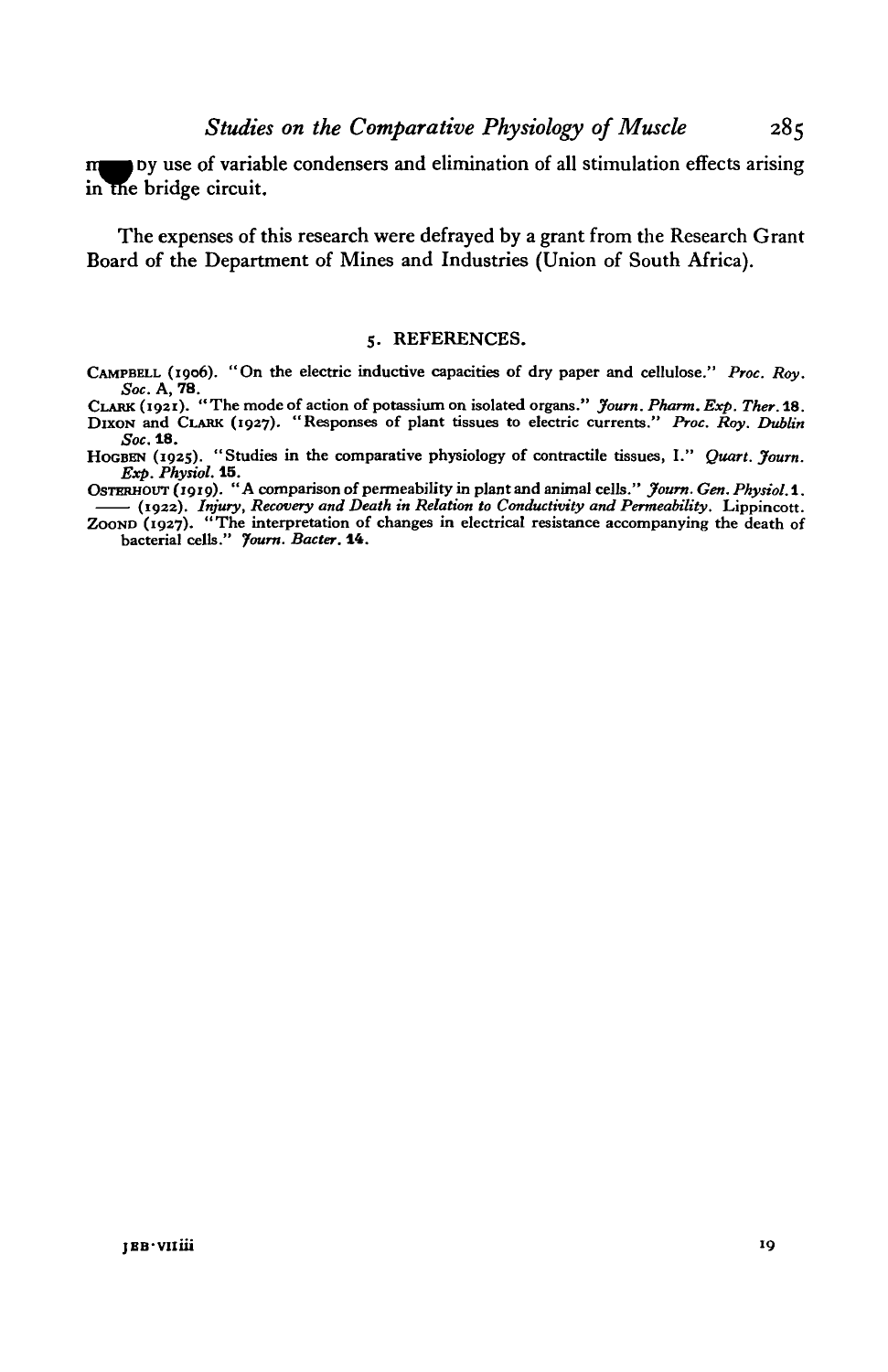made by use of variable condensers and elimination of all stimulation effects arising in the bridge circuit.

The expenses of this research were defrayed by a grant from the Research Grant Board of the Department of Mines and Industries (Union of South Africa).

## 5. REFERENCES.

CAMPBELL (1906). "On the electric inductive capacities of dry paper and cellulose." *Proc. Roy. Soc.* A, **78**.

CLARK (1921). "The mode of action of potassium on isolated organs." *Journ. Pharm. Exp. Ther.* **18**.

DIXON and CLARK (1927). "Responses of plant tissues to electric currents." *Proc. Roy. Dublin Soc.* **18**.

HOGBEN (1925). "Studies in the comparative physiology of contractile tissues, I." *Quart. Journ. Exp. Physiol.* **15**.

OSTERHOUT (1919). "A comparison of permeability in plant and animal cells." *Journ. Gen. Physiol.* **1**.

—— (1922). *Injury, Recovery and Death in Relation to Conductivity and Permeability.* Lippincott.

ZOOND (1927). "The interpretation of changes in electrical resistance accompanying the death of bacterial cells." *Journ. Bacter.* **14**.